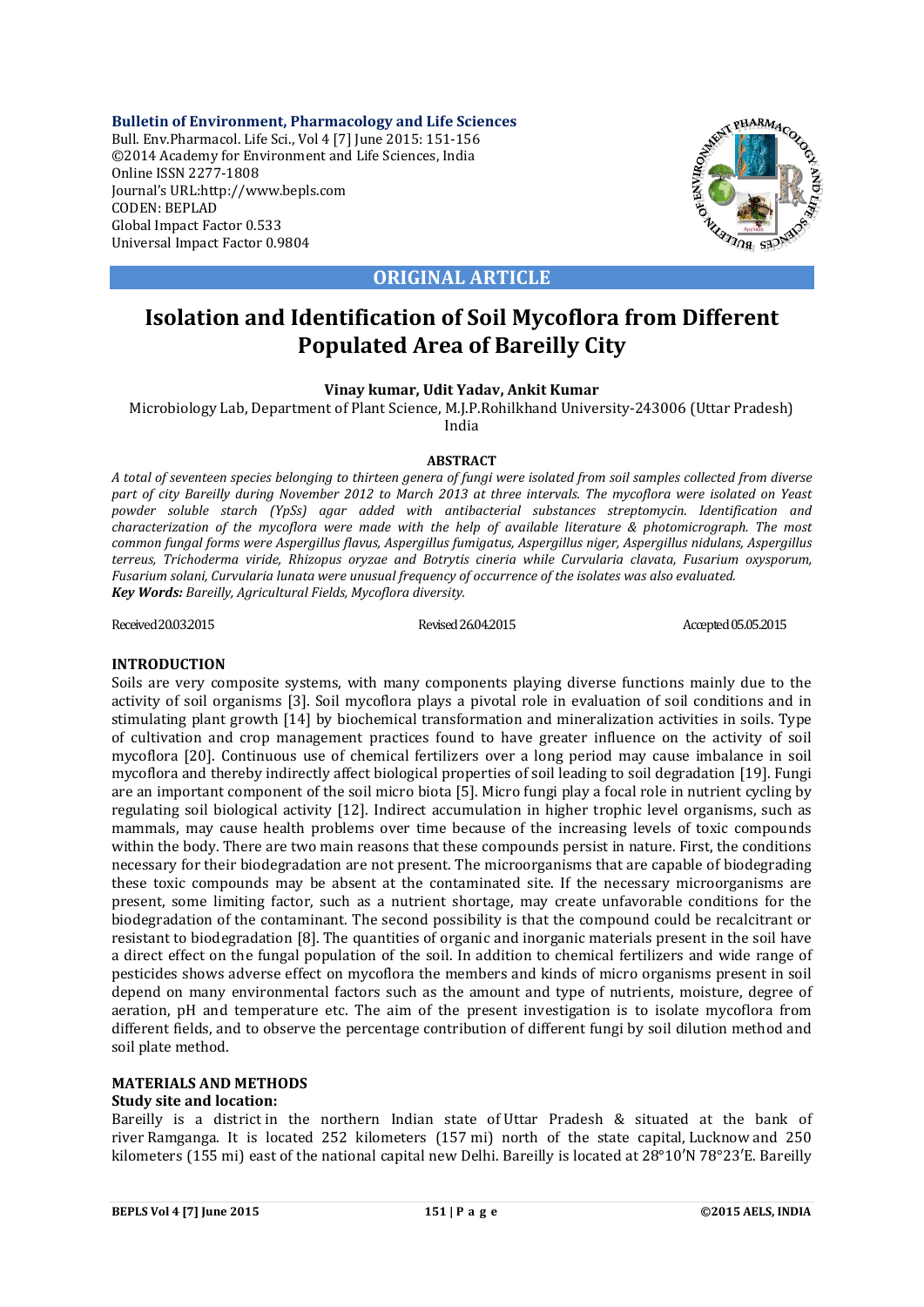Bulletin of Environment, Pharmacology and Life Sciences
Bull. Env.Pharmacol. Life Sci., Vol 4 [7] June 2015: 151-156
©2014 Academy for Environment and Life Sciences, India
Online ISSN 2277-1808
Journal's URL:http://www.bepls.com
CODEN: BEPLAD
Global Impact Factor 0.533
Universal Impact Factor 0.9804

**ORIGINAL ARTICLE**

# Isolation and Identification of Soil Mycoflora from Different Populated Area of Bareilly City

**Vinay kumar, Udit Yadav, Ankit Kumar**

Microbiology Lab, Department of Plant Science, M.J.P.Rohilkhand University-243006 (Uttar Pradesh) India

**ABSTRACT**

*A total of seventeen species belonging to thirteen genera of fungi were isolated from soil samples collected from diverse part of city Bareilly during November 2012 to March 2013 at three intervals. The mycoflora were isolated on Yeast powder soluble starch (YpSs) agar added with antibacterial substances streptomycin. Identification and characterization of the mycoflora were made with the help of available literature & photomicrograph. The most common fungal forms were Aspergillus flavus, Aspergillus fumigatus, Aspergillus niger, Aspergillus nidulans, Aspergillus terreus, Trichoderma viride, Rhizopus oryzae and Botrytis cineria while Curvularia clavata, Fusarium oxysporum, Fusarium solani, Curvularia lunata were unusual frequency of occurrence of the isolates was also evaluated.*

***Key Words:** Bareilly, Agricultural Fields, Mycoflora diversity.*

Received 20.03.2015 Revised 26.04.2015 Accepted 05.05.2015

## INTRODUCTION

Soils are very composite systems, with many components playing diverse functions mainly due to the activity of soil organisms [3]. Soil mycoflora plays a pivotal role in evaluation of soil conditions and in stimulating plant growth [14] by biochemical transformation and mineralization activities in soils. Type of cultivation and crop management practices found to have greater influence on the activity of soil mycoflora [20]. Continuous use of chemical fertilizers over a long period may cause imbalance in soil mycoflora and thereby indirectly affect biological properties of soil leading to soil degradation [19]. Fungi are an important component of the soil micro biota [5]. Micro fungi play a focal role in nutrient cycling by regulating soil biological activity [12]. Indirect accumulation in higher trophic level organisms, such as mammals, may cause health problems over time because of the increasing levels of toxic compounds within the body. There are two main reasons that these compounds persist in nature. First, the conditions necessary for their biodegradation are not present. The microorganisms that are capable of biodegrading these toxic compounds may be absent at the contaminated site. If the necessary microorganisms are present, some limiting factor, such as a nutrient shortage, may create unfavorable conditions for the biodegradation of the contaminant. The second possibility is that the compound could be recalcitrant or resistant to biodegradation [8]. The quantities of organic and inorganic materials present in the soil have a direct effect on the fungal population of the soil. In addition to chemical fertilizers and wide range of pesticides shows adverse effect on mycoflora the members and kinds of micro organisms present in soil depend on many environmental factors such as the amount and type of nutrients, moisture, degree of aeration, pH and temperature etc. The aim of the present investigation is to isolate mycoflora from different fields, and to observe the percentage contribution of different fungi by soil dilution method and soil plate method.

## MATERIALS AND METHODS

### Study site and location:

Bareilly is a district in the northern Indian state of Uttar Pradesh & situated at the bank of river Ramganga. It is located 252 kilometers (157 mi) north of the state capital, Lucknow and 250 kilometers (155 mi) east of the national capital new Delhi. Bareilly is located at 28°10′N 78°23′E. Bareilly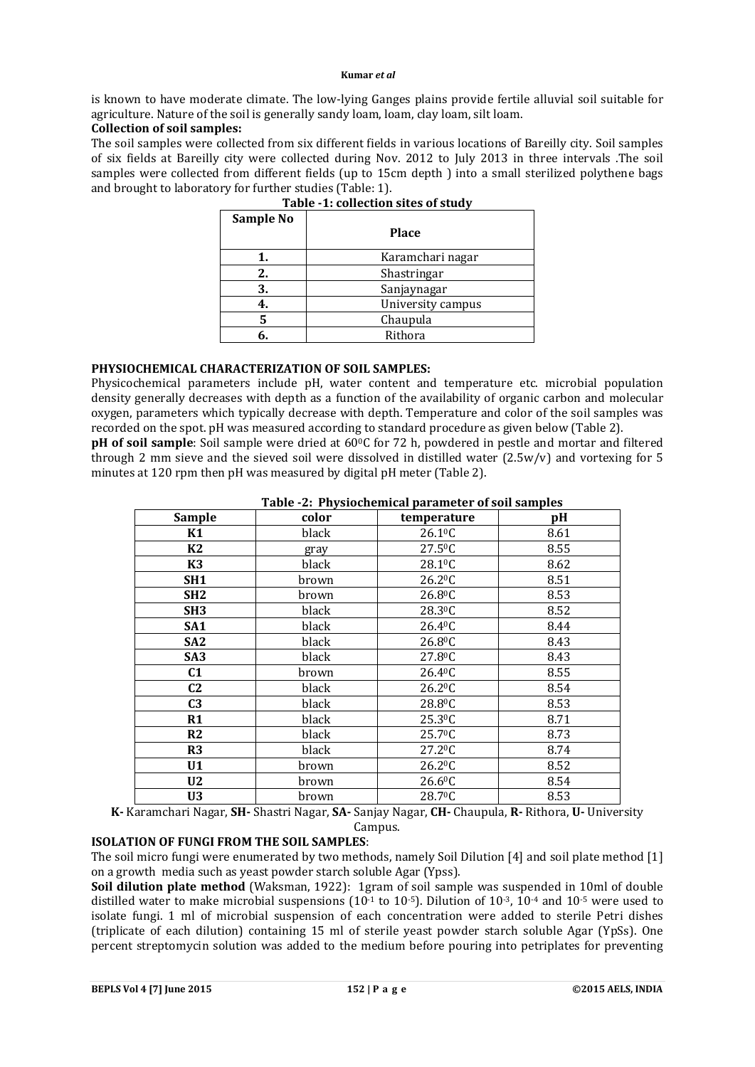is known to have moderate climate. The low-lying Ganges plains provide fertile alluvial soil suitable for agriculture. Nature of the soil is generally sandy loam, loam, clay loam, silt loam.

**Collection of soil samples:**

The soil samples were collected from six different fields in various locations of Bareilly city. Soil samples of six fields at Bareilly city were collected during Nov. 2012 to July 2013 in three intervals .The soil samples were collected from different fields (up to 15cm depth ) into a small sterilized polythene bags and brought to laboratory for further studies (Table: 1).

**Table -1: collection sites of study**

| Sample No | Place |
|---|---|
| 1. | Karamchari nagar |
| 2. | Shastringar |
| 3. | Sanjaynagar |
| 4. | University campus |
| 5 | Chaupula |
| 6. | Rithora |

**PHYSIOCHEMICAL CHARACTERIZATION OF SOIL SAMPLES:**

Physicochemical parameters include pH, water content and temperature etc. microbial population density generally decreases with depth as a function of the availability of organic carbon and molecular oxygen, parameters which typically decrease with depth. Temperature and color of the soil samples was recorded on the spot. pH was measured according to standard procedure as given below (Table 2).

**pH of soil sample**: Soil sample were dried at 60$^0$C for 72 h, powdered in pestle and mortar and filtered through 2 mm sieve and the sieved soil were dissolved in distilled water (2.5w/v) and vortexing for 5 minutes at 120 rpm then pH was measured by digital pH meter (Table 2).

**Table -2: Physiochemical parameter of soil samples**

| Sample | color | temperature | pH |
|---|---|---|---|
| K1 | black | 26.1$^0$C | 8.61 |
| K2 | gray | 27.5$^0$C | 8.55 |
| K3 | black | 28.1$^0$C | 8.62 |
| SH1 | brown | 26.2$^0$C | 8.51 |
| SH2 | brown | 26.8$^0$C | 8.53 |
| SH3 | black | 28.3$^0$C | 8.52 |
| SA1 | black | 26.4$^0$C | 8.44 |
| SA2 | black | 26.8$^0$C | 8.43 |
| SA3 | black | 27.8$^0$C | 8.43 |
| C1 | brown | 26.4$^0$C | 8.55 |
| C2 | black | 26.2$^0$C | 8.54 |
| C3 | black | 28.8$^0$C | 8.53 |
| R1 | black | 25.3$^0$C | 8.71 |
| R2 | black | 25.7$^0$C | 8.73 |
| R3 | black | 27.2$^0$C | 8.74 |
| U1 | brown | 26.2$^0$C | 8.52 |
| U2 | brown | 26.6$^0$C | 8.54 |
| U3 | brown | 28.7$^0$C | 8.53 |

**K-** Karamchari Nagar, **SH-** Shastri Nagar, **SA-** Sanjay Nagar, **CH-** Chaupula, **R-** Rithora, **U-** University Campus.

**ISOLATION OF FUNGI FROM THE SOIL SAMPLES**:

The soil micro fungi were enumerated by two methods, namely Soil Dilution [4] and soil plate method [1] on a growth media such as yeast powder starch soluble Agar (Ypss).

**Soil dilution plate method** (Waksman, 1922): 1gram of soil sample was suspended in 10ml of double distilled water to make microbial suspensions ($10^{-1}$ to $10^{-5}$). Dilution of $10^{-3}$, $10^{-4}$ and $10^{-5}$ were used to isolate fungi. 1 ml of microbial suspension of each concentration were added to sterile Petri dishes (triplicate of each dilution) containing 15 ml of sterile yeast powder starch soluble Agar (YpSs). One percent streptomycin solution was added to the medium before pouring into petriplates for preventing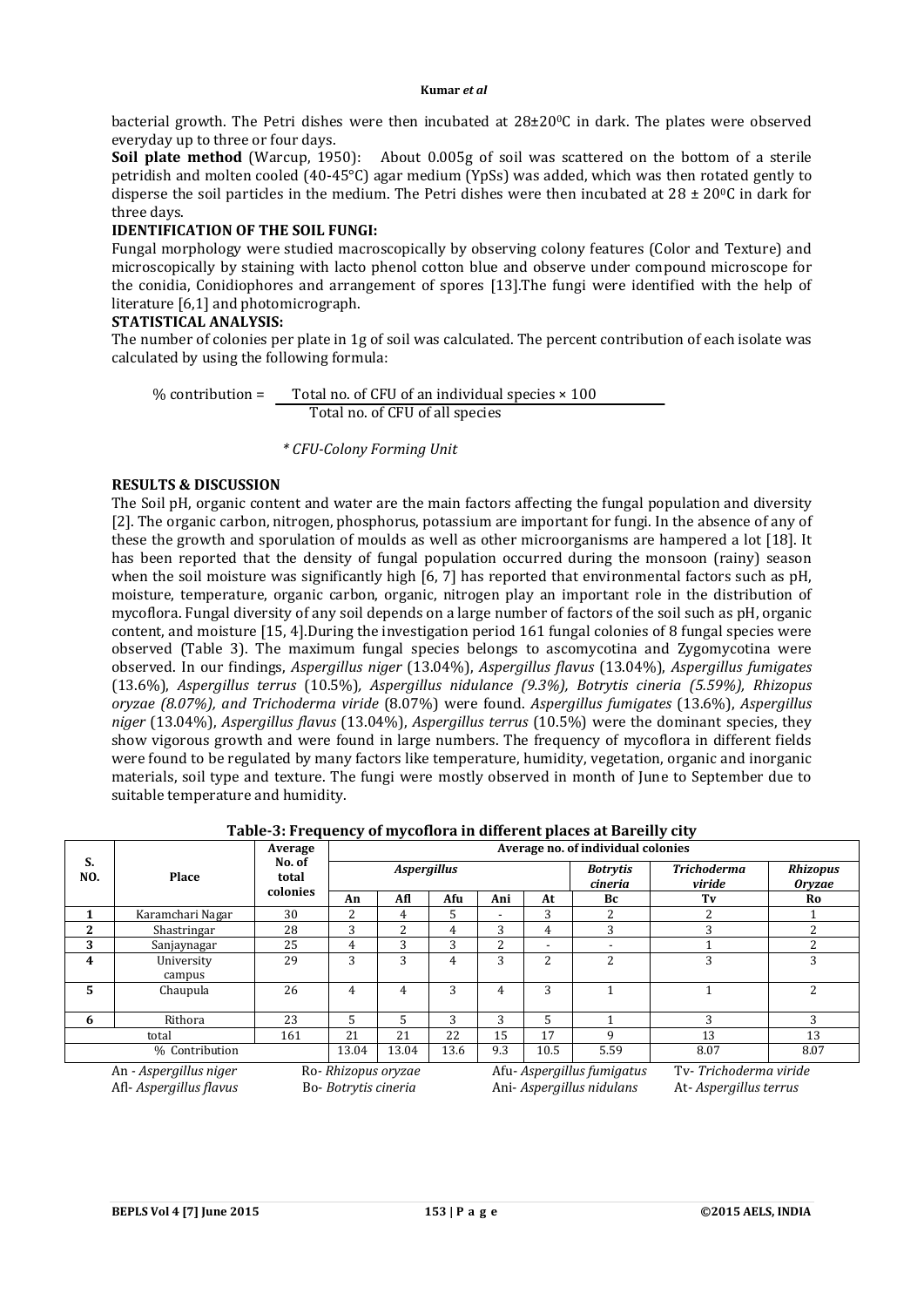bacterial growth. The Petri dishes were then incubated at 28±20$^0$C in dark. The plates were observed everyday up to three or four days.

**Soil plate method** (Warcup, 1950): About 0.005g of soil was scattered on the bottom of a sterile petridish and molten cooled (40-45°C) agar medium (YpSs) was added, which was then rotated gently to disperse the soil particles in the medium. The Petri dishes were then incubated at 28 ± 20$^0$C in dark for three days.

**IDENTIFICATION OF THE SOIL FUNGI:**

Fungal morphology were studied macroscopically by observing colony features (Color and Texture) and microscopically by staining with lacto phenol cotton blue and observe under compound microscope for the conidia, Conidiophores and arrangement of spores [13].The fungi were identified with the help of literature [6,1] and photomicrograph.

**STATISTICAL ANALYSIS:**

The number of colonies per plate in 1g of soil was calculated. The percent contribution of each isolate was calculated by using the following formula:

$$\% \text{ contribution} = \frac{\text{Total no. of CFU of an individual species} \times 100}{\text{Total no. of CFU of all species}}$$

*\* CFU-Colony Forming Unit*

**RESULTS & DISCUSSION**

The Soil pH, organic content and water are the main factors affecting the fungal population and diversity [2]. The organic carbon, nitrogen, phosphorus, potassium are important for fungi. In the absence of any of these the growth and sporulation of moulds as well as other microorganisms are hampered a lot [18]. It has been reported that the density of fungal population occurred during the monsoon (rainy) season when the soil moisture was significantly high [6, 7] has reported that environmental factors such as pH, moisture, temperature, organic carbon, organic, nitrogen play an important role in the distribution of mycoflora. Fungal diversity of any soil depends on a large number of factors of the soil such as pH, organic content, and moisture [15, 4].During the investigation period 161 fungal colonies of 8 fungal species were observed (Table 3). The maximum fungal species belongs to ascomycotina and Zygomycotina were observed. In our findings, *Aspergillus niger* (13.04%), *Aspergillus flavus* (13.04%), *Aspergillus fumigates* (13.6%), *Aspergillus terrus* (10.5%), *Aspergillus nidulance (9.3%), Botrytis cineria (5.59%), Rhizopus oryzae (8.07%), and Trichoderma viride* (8.07%) were found. *Aspergillus fumigates* (13.6%), *Aspergillus niger* (13.04%), *Aspergillus flavus* (13.04%), *Aspergillus terrus* (10.5%) were the dominant species, they show vigorous growth and were found in large numbers. The frequency of mycoflora in different fields were found to be regulated by many factors like temperature, humidity, vegetation, organic and inorganic materials, soil type and texture. The fungi were mostly observed in month of June to September due to suitable temperature and humidity.

**Table-3: Frequency of mycoflora in different places at Bareilly city**

| S. NO. | Place | Average No. of total colonies | Average no. of individual colonies | | | | | | | |
|---|---|---|---|---|---|---|---|---|---|---|
| | | | *Aspergillus* | | | | | *Botrytis cineria* | *Trichoderma viride* | *Rhizopus Oryzae* |
| | | | An | Afl | Afu | Ani | At | Bc | Tv | Ro |
| 1 | Karamchari Nagar | 30 | 2 | 4 | 5 | - | 3 | 2 | 2 | 1 |
| 2 | Shastringar | 28 | 3 | 2 | 4 | 3 | 4 | 3 | 3 | 2 |
| 3 | Sanjaynagar | 25 | 4 | 3 | 3 | 2 | - | - | 1 | 2 |
| 4 | University campus | 29 | 3 | 3 | 4 | 3 | 2 | 2 | 3 | 3 |
| 5 | Chaupula | 26 | 4 | 4 | 3 | 4 | 3 | 1 | 1 | 2 |
| 6 | Rithora | 23 | 5 | 5 | 3 | 3 | 5 | 1 | 3 | 3 |
| total | | 161 | 21 | 21 | 22 | 15 | 17 | 9 | 13 | 13 |
| % Contribution | | | 13.04 | 13.04 | 13.6 | 9.3 | 10.5 | 5.59 | 8.07 | 8.07 |

An - *Aspergillus niger* Ro- *Rhizopus oryzae* Afu- *Aspergillus fumigatus* Tv- *Trichoderma viride*
Afl- *Aspergillus flavus* Bo- *Botrytis cineria* Ani- *Aspergillus nidulans* At- *Aspergillus terrus*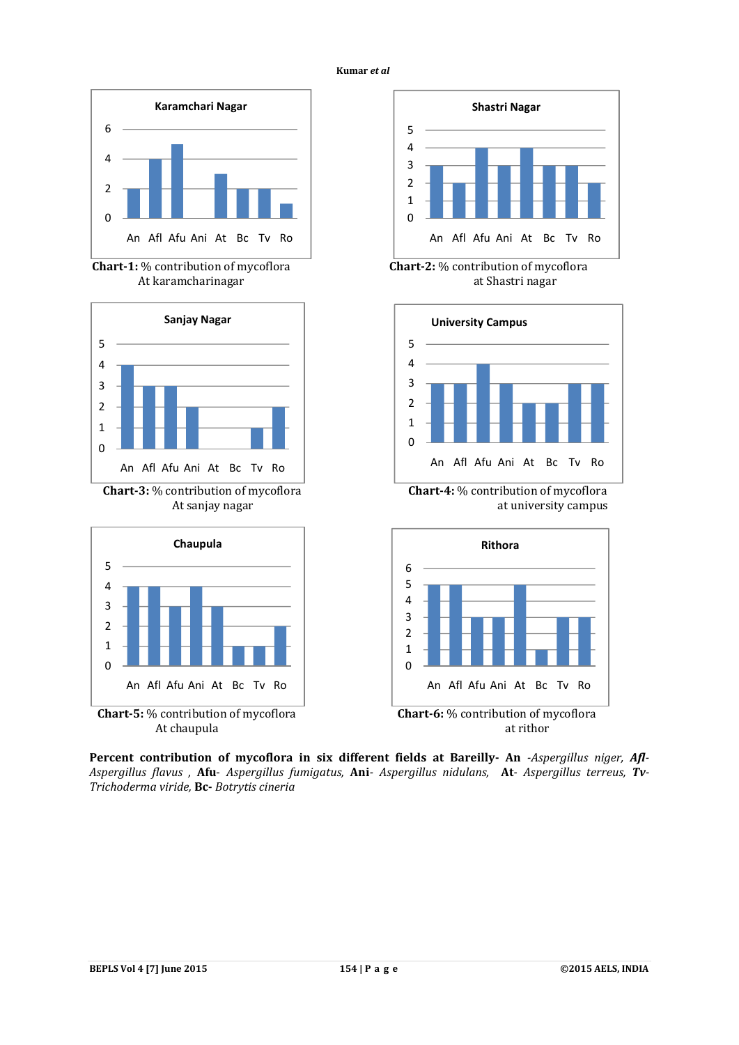**Karamchari Nagar**

| Species | An | Afl | Afu | Ani | At | Bc | Tv | Ro |
|---|---|---|---|---|---|---|---|---|
| % contribution | 2 | 4 | 5 | 0 | 3 | 2 | 2 | 1 |

**Chart-1:** % contribution of mycoflora At karamcharinagar

**Shastri Nagar**

| Species | An | Afl | Afu | Ani | At | Bc | Tv | Ro |
|---|---|---|---|---|---|---|---|---|
| % contribution | 3 | 2 | 4 | 3 | 4 | 3 | 3 | 2 |

**Chart-2:** % contribution of mycoflora at Shastri nagar

**Sanjay Nagar**

| Species | An | Afl | Afu | Ani | At | Bc | Tv | Ro |
|---|---|---|---|---|---|---|---|---|
| % contribution | 4 | 3 | 3 | 2 | 0 | 0 | 1 | 2 |

**Chart-3:** % contribution of mycoflora At sanjay nagar

**University Campus**

| Species | An | Afl | Afu | Ani | At | Bc | Tv | Ro |
|---|---|---|---|---|---|---|---|---|
| % contribution | 3 | 3 | 4 | 3 | 2 | 2 | 3 | 3 |

**Chart-4:** % contribution of mycoflora at university campus

**Chaupula**

| Species | An | Afl | Afu | Ani | At | Bc | Tv | Ro |
|---|---|---|---|---|---|---|---|---|
| % contribution | 4 | 4 | 3 | 4 | 3 | 1 | 1 | 2 |

**Chart-5:** % contribution of mycoflora At chaupula

**Rithora**

| Species | An | Afl | Afu | Ani | At | Bc | Tv | Ro |
|---|---|---|---|---|---|---|---|---|
| % contribution | 5 | 5 | 3 | 3 | 5 | 1 | 3 | 3 |

**Chart-6:** % contribution of mycoflora at rithor

**Percent contribution of mycoflora in six different fields at Bareilly- An** -*Aspergillus niger*, ***Afl***- *Aspergillus flavus* , **Afu**- *Aspergillus fumigatus*, **Ani**- *Aspergillus nidulans*, **At**- *Aspergillus terreus*, ***Tv***- *Trichoderma viride*, **Bc-** *Botrytis cineria*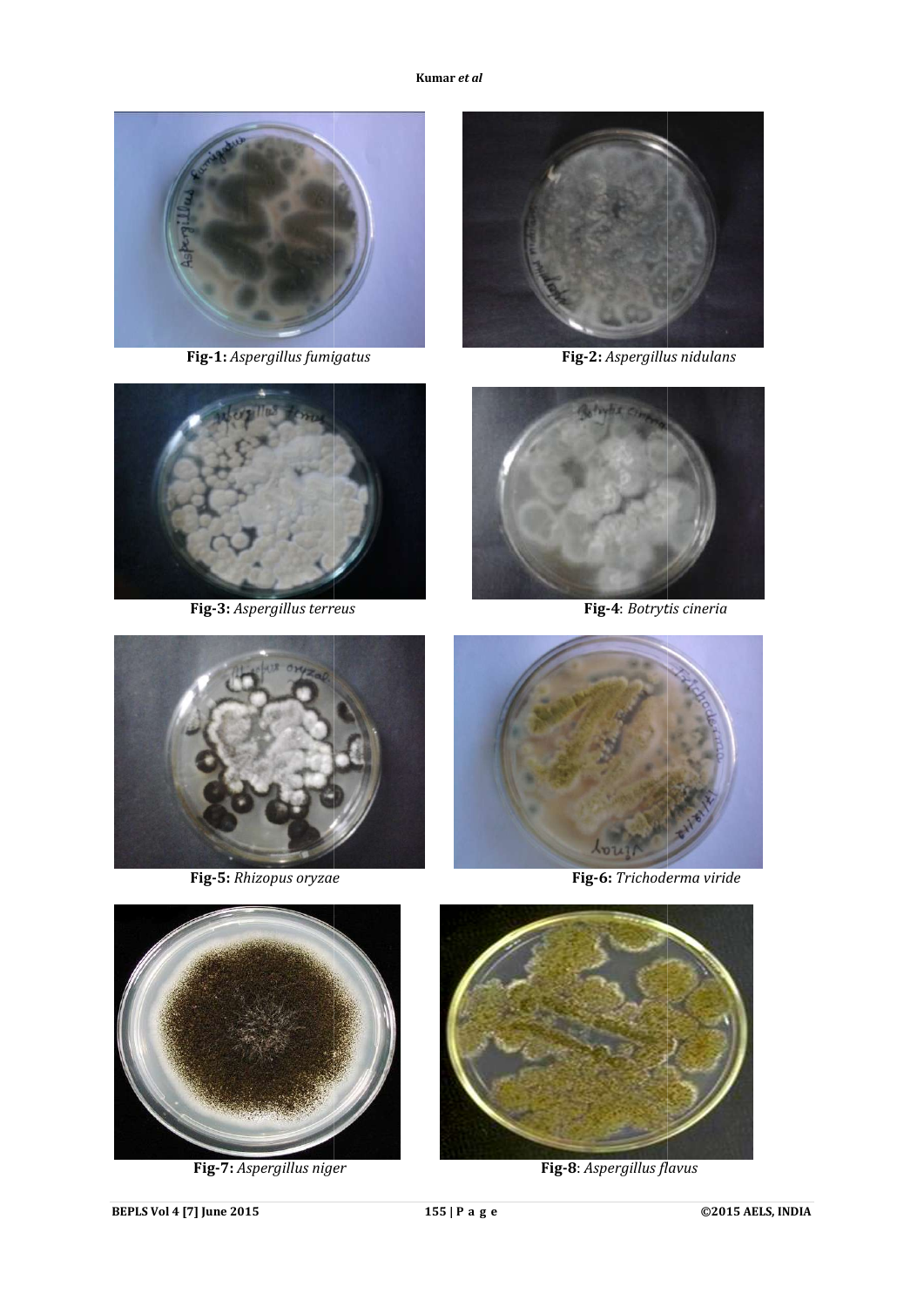**Fig-1:** *Aspergillus fumigatus*

**Fig-2:** *Aspergillus nidulans*

**Fig-3:** *Aspergillus terreus*

**Fig-4**: *Botrytis cineria*

**Fig-5:** *Rhizopus oryzae*

**Fig-6:** *Trichoderma viride*

**Fig-7:** *Aspergillus niger*

**Fig-8**: *Aspergillus flavus*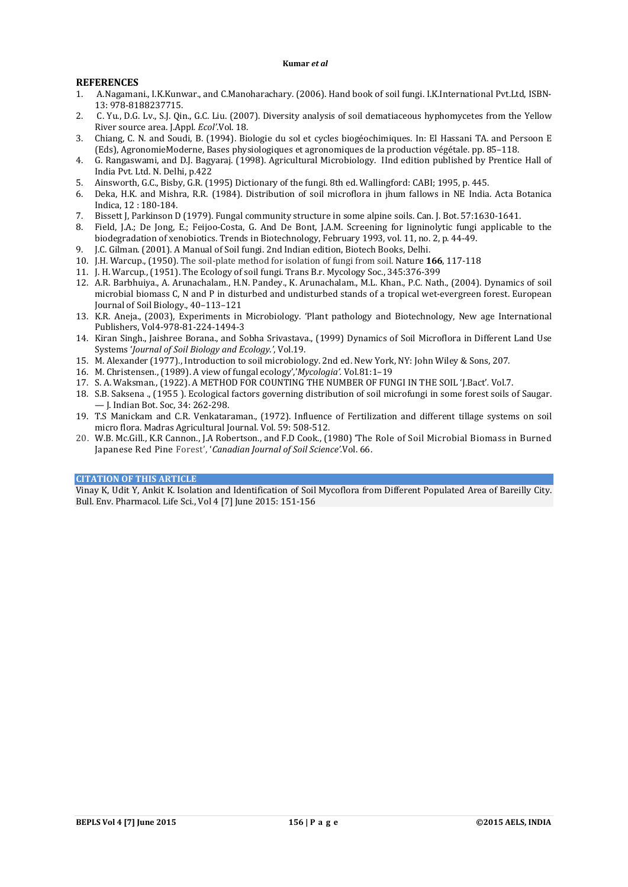## REFERENCES

1. A.Nagamani., I.K.Kunwar., and C.Manoharachary. (2006). Hand book of soil fungi. I.K.International Pvt.Ltd, ISBN-13: 978-8188237715.
2. C. Yu., D.G. Lv., S.J. Qin., G.C. Liu. (2007). Diversity analysis of soil dematiaceous hyphomycetes from the Yellow River source area. J.Appl. *Ecol'*.Vol. 18.
3. Chiang, C. N. and Soudi, B. (1994). Biologie du sol et cycles biogéochimiques. In: El Hassani TA. and Persoon E (Eds), AgronomieModerne, Bases physiologiques et agronomiques de la production végétale. pp. 85–118.
4. G. Rangaswami, and D.J. Bagyaraj. (1998). Agricultural Microbiology. IInd edition published by Prentice Hall of India Pvt. Ltd. N. Delhi, p.422
5. Ainsworth, G.C., Bisby, G.R. (1995) Dictionary of the fungi. 8th ed. Wallingford: CABI; 1995, p. 445.
6. Deka, H.K. and Mishra, R.R. (1984). Distribution of soil microflora in jhum fallows in NE India. Acta Botanica Indica, 12 : 180-184.
7. Bissett J, Parkinson D (1979). Fungal community structure in some alpine soils. Can. J. Bot. 57:1630-1641.
8. Field, J.A.; De Jong, E.; Feijoo-Costa, G. And De Bont, J.A.M. Screening for ligninolytic fungi applicable to the biodegradation of xenobiotics. Trends in Biotechnology, February 1993, vol. 11, no. 2, p. 44-49.
9. J.C. Gilman. (2001). A Manual of Soil fungi. 2nd Indian edition, Biotech Books, Delhi.
10. J.H. Warcup., (1950). The soil-plate method for isolation of fungi from soil. Nature **166**, 117-118
11. J. H. Warcup., (1951). The Ecology of soil fungi. Trans B.r. Mycology Soc., 345:376-399
12. A.R. Barbhuiya., A. Arunachalam., H.N. Pandey., K. Arunachalam., M.L. Khan., P.C. Nath., (2004). Dynamics of soil microbial biomass C, N and P in disturbed and undisturbed stands of a tropical wet-evergreen forest. European Journal of Soil Biology., 40–113–121
13. K.R. Aneja., (2003), Experiments in Microbiology. 'Plant pathology and Biotechnology, New age International Publishers, Vol4-978-81-224-1494-3
14. Kiran Singh., Jaishree Borana., and Sobha Srivastava., (1999) Dynamics of Soil Microflora in Different Land Use Systems '*Journal of Soil Biology and Ecology.'*, Vol.19.
15. M. Alexander (1977)., Introduction to soil microbiology. 2nd ed. New York, NY: John Wiley & Sons, 207.
16. M. Christensen., (1989). A view of fungal ecology','*Mycologia'.* Vol.81:1–19
17. S. A. Waksman., (1922). A METHOD FOR COUNTING THE NUMBER OF FUNGI IN THE SOIL 'J.Bact'. Vol.7.
18. S.B. Saksena ., (1955 ). Ecological factors governing distribution of soil microfungi in some forest soils of Saugar. — J. Indian Bot. Soc, 34: 262-298.
19. T.S Manickam and C.R. Venkataraman., (1972). Influence of Fertilization and different tillage systems on soil micro flora. Madras Agricultural Journal. Vol. 59: 508-512.
20. W.B. Mc.Gill., K.R Cannon., J.A Robertson., and F.D Cook., (1980) 'The Role of Soil Microbial Biomass in Burned Japanese Red Pine Forest', '*Canadian Journal of Soil Science'*.Vol. 66.

**CITATION OF THIS ARTICLE**

Vinay K, Udit Y, Ankit K. Isolation and Identification of Soil Mycoflora from Different Populated Area of Bareilly City. Bull. Env. Pharmacol. Life Sci., Vol 4 [7] June 2015: 151-156